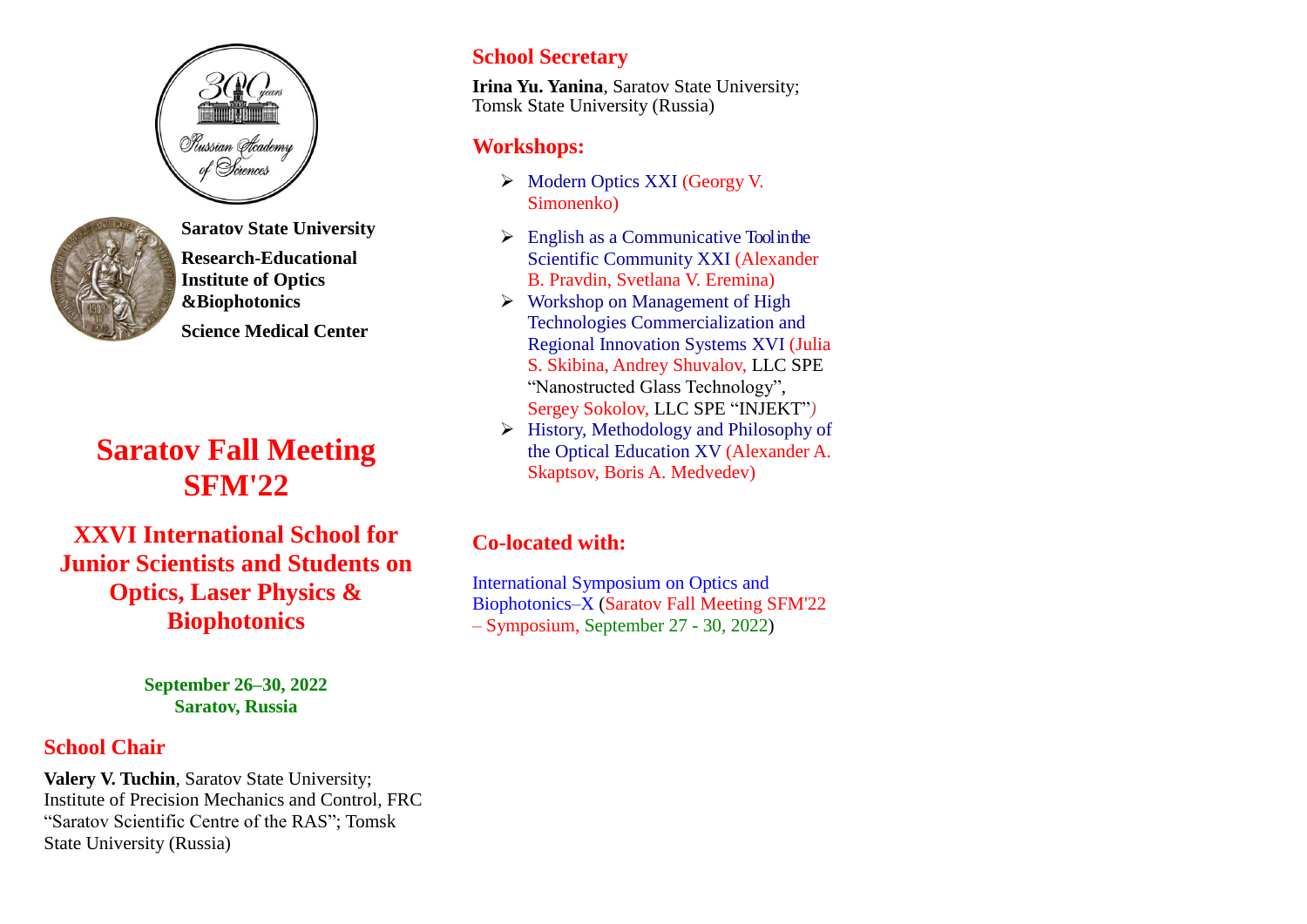**Saratov State University**

**Research-Educational Institute of Optics &Biophotonics**

**Science Medical Center**

# Saratov Fall Meeting SFM'22

## XXVI International School for Junior Scientists and Students on Optics, Laser Physics & Biophotonics

**September 26–30, 2022**
**Saratov, Russia**

### School Chair

**Valery V. Tuchin**, Saratov State University; Institute of Precision Mechanics and Control, FRC "Saratov Scientific Centre of the RAS"; Tomsk State University (Russia)

### School Secretary

**Irina Yu. Yanina**, Saratov State University; Tomsk State University (Russia)

### Workshops:

- Modern Optics XXI (Georgy V. Simonenko)
- English as a Communicative Tool in the Scientific Community XXI (Alexander B. Pravdin, Svetlana V. Eremina)
- Workshop on Management of High Technologies Commercialization and Regional Innovation Systems XVI (Julia S. Skibina, Andrey Shuvalov, LLC SPE "Nanostructed Glass Technology", Sergey Sokolov, LLC SPE "INJEKT")
- History, Methodology and Philosophy of the Optical Education XV (Alexander A. Skaptsov, Boris A. Medvedev)

### Co-located with:

International Symposium on Optics and Biophotonics–X (Saratov Fall Meeting SFM'22 – Symposium, September 27 - 30, 2022)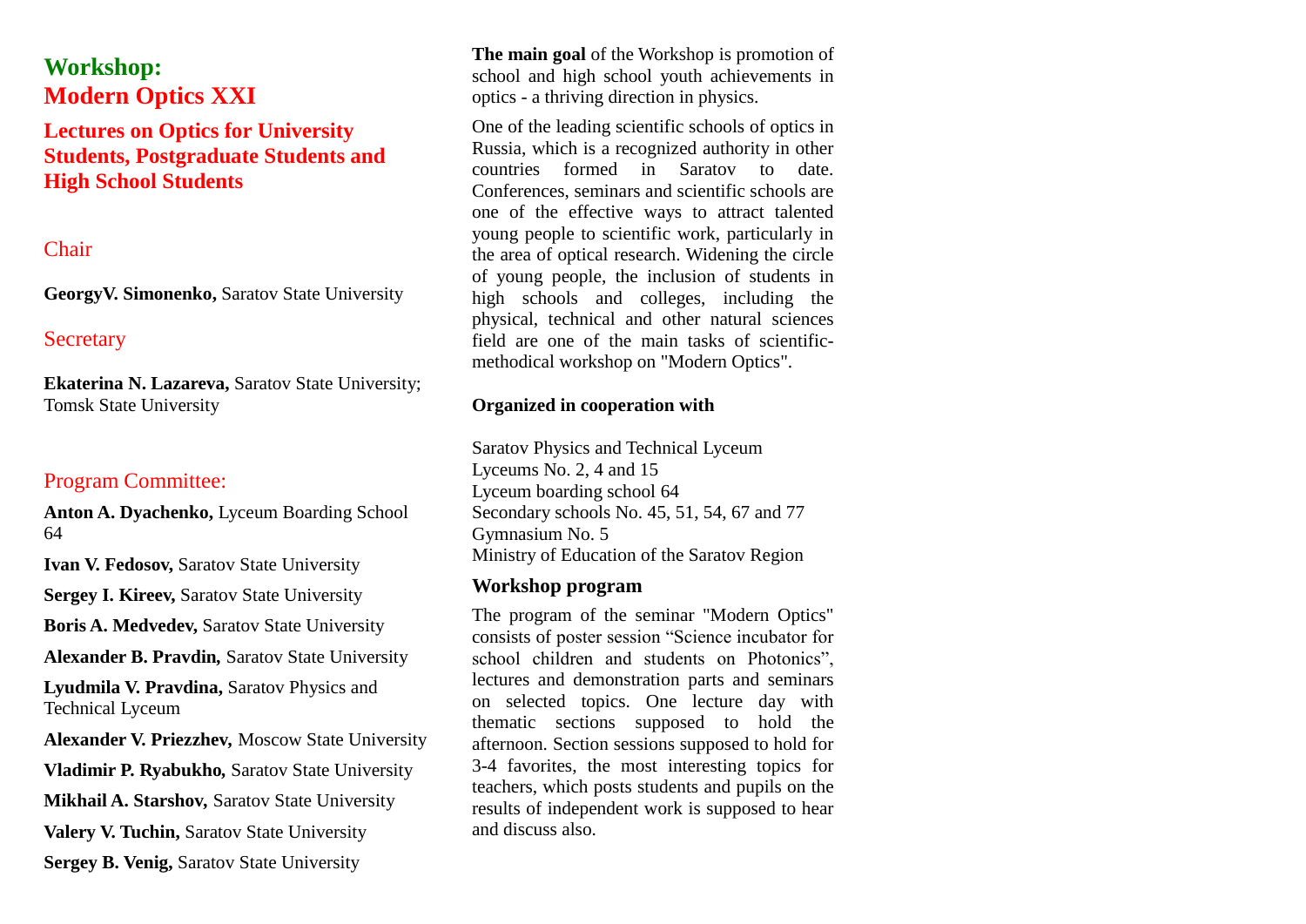# Workshop:
# Modern Optics XXI

## Lectures on Optics for University Students, Postgraduate Students and High School Students

### Chair

**GeorgyV. Simonenko,** Saratov State University

### Secretary

**Ekaterina N. Lazareva,** Saratov State University; Tomsk State University

### Program Committee:

**Anton A. Dyachenko,** Lyceum Boarding School 64

**Ivan V. Fedosov,** Saratov State University

**Sergey I. Kireev,** Saratov State University

**Boris A. Medvedev,** Saratov State University

**Alexander B. Pravdin,** Saratov State University

**Lyudmila V. Pravdina,** Saratov Physics and Technical Lyceum

**Alexander V. Priezzhev,** Moscow State University

**Vladimir P. Ryabukho,** Saratov State University

**Mikhail A. Starshov,** Saratov State University

**Valery V. Tuchin,** Saratov State University

**Sergey B. Venig,** Saratov State University

**The main goal** of the Workshop is promotion of school and high school youth achievements in optics - a thriving direction in physics.

One of the leading scientific schools of optics in Russia, which is a recognized authority in other countries formed in Saratov to date. Conferences, seminars and scientific schools are one of the effective ways to attract talented young people to scientific work, particularly in the area of optical research. Widening the circle of young people, the inclusion of students in high schools and colleges, including the physical, technical and other natural sciences field are one of the main tasks of scientific-methodical workshop on "Modern Optics".

**Organized in cooperation with**

Saratov Physics and Technical Lyceum
Lyceums No. 2, 4 and 15
Lyceum boarding school 64
Secondary schools No. 45, 51, 54, 67 and 77
Gymnasium No. 5
Ministry of Education of the Saratov Region

### Workshop program

The program of the seminar "Modern Optics" consists of poster session “Science incubator for school children and students on Photonics”, lectures and demonstration parts and seminars on selected topics. One lecture day with thematic sections supposed to hold the afternoon. Section sessions supposed to hold for 3-4 favorites, the most interesting topics for teachers, which posts students and pupils on the results of independent work is supposed to hear and discuss also.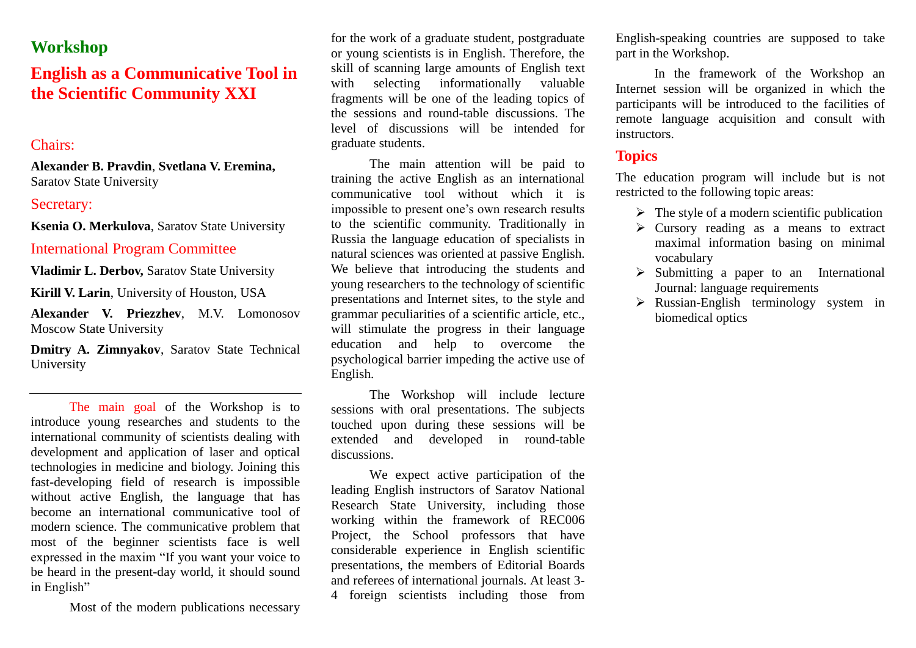# Workshop

## English as a Communicative Tool in the Scientific Community XXI

### Chairs:

**Alexander B. Pravdin**, **Svetlana V. Eremina,** Saratov State University

### Secretary:

**Ksenia O. Merkulova**, Saratov State University

### International Program Committee

**Vladimir L. Derbov,** Saratov State University

**Kirill V. Larin**, University of Houston, USA

**Alexander V. Priezzhev**, M.V. Lomonosov Moscow State University

**Dmitry A. Zimnyakov**, Saratov State Technical University

---

The main goal of the Workshop is to introduce young researches and students to the international community of scientists dealing with development and application of laser and optical technologies in medicine and biology. Joining this fast-developing field of research is impossible without active English, the language that has become an international communicative tool of modern science. The communicative problem that most of the beginner scientists face is well expressed in the maxim “If you want your voice to be heard in the present-day world, it should sound in English”

Most of the modern publications necessary for the work of a graduate student, postgraduate or young scientists is in English. Therefore, the skill of scanning large amounts of English text with selecting informationally valuable fragments will be one of the leading topics of the sessions and round-table discussions. The level of discussions will be intended for graduate students.

The main attention will be paid to training the active English as an international communicative tool without which it is impossible to present one’s own research results to the scientific community. Traditionally in Russia the language education of specialists in natural sciences was oriented at passive English. We believe that introducing the students and young researchers to the technology of scientific presentations and Internet sites, to the style and grammar peculiarities of a scientific article, etc., will stimulate the progress in their language education and help to overcome the psychological barrier impeding the active use of English.

The Workshop will include lecture sessions with oral presentations. The subjects touched upon during these sessions will be extended and developed in round-table discussions.

We expect active participation of the leading English instructors of Saratov National Research State University, including those working within the framework of REC006 Project, the School professors that have considerable experience in English scientific presentations, the members of Editorial Boards and referees of international journals. At least 3-4 foreign scientists including those from English-speaking countries are supposed to take part in the Workshop.

In the framework of the Workshop an Internet session will be organized in which the participants will be introduced to the facilities of remote language acquisition and consult with instructors.

### Topics

The education program will include but is not restricted to the following topic areas:

- The style of a modern scientific publication
- Cursory reading as a means to extract maximal information basing on minimal vocabulary
- Submitting a paper to an International Journal: language requirements
- Russian-English terminology system in biomedical optics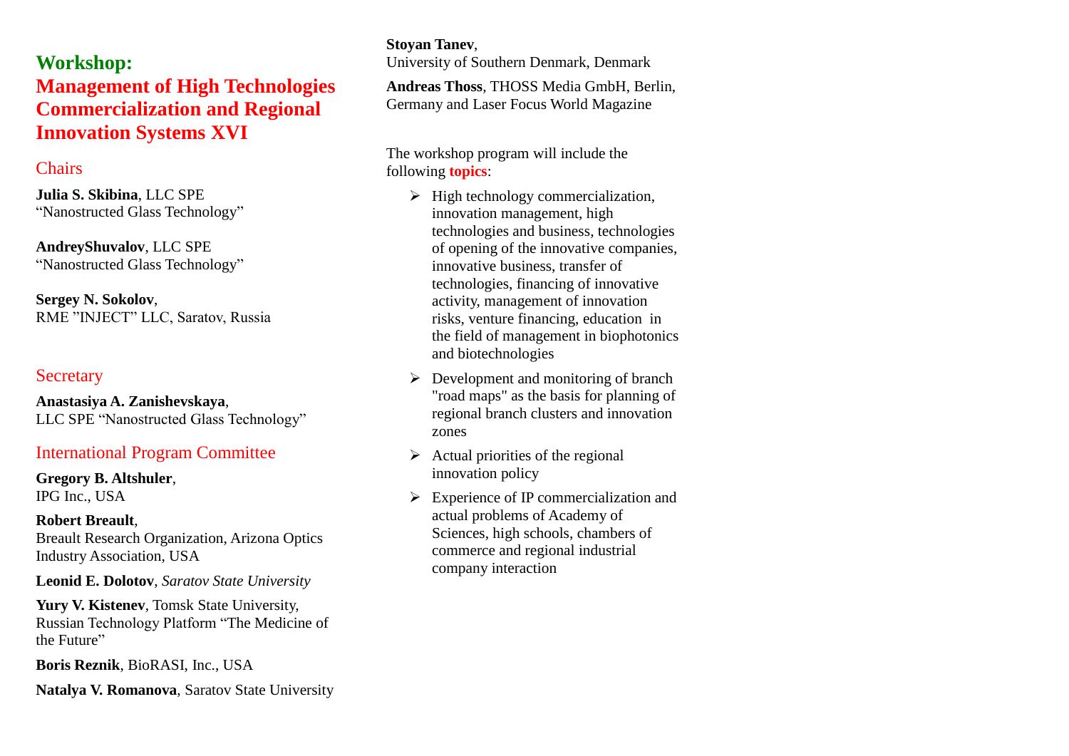# Workshop:

## Management of High Technologies Commercialization and Regional Innovation Systems XVI

### Chairs

**Julia S. Skibina**, LLC SPE “Nanostructed Glass Technology”

**AndreyShuvalov**, LLC SPE “Nanostructed Glass Technology”

**Sergey N. Sokolov**, RME ”INJECT” LLC, Saratov, Russia

### Secretary

**Anastasiya A. Zanishevskaya**, LLC SPE “Nanostructed Glass Technology”

### International Program Committee

**Gregory B. Altshuler**, IPG Inc., USA

**Robert Breault**, Breault Research Organization, Arizona Optics Industry Association, USA

**Leonid E. Dolotov**, *Saratov State University*

**Yury V. Kistenev**, Tomsk State University, Russian Technology Platform “The Medicine of the Future”

**Boris Reznik**, BioRASI, Inc., USA

**Natalya V. Romanova**, Saratov State University

**Stoyan Tanev**, University of Southern Denmark, Denmark

**Andreas Thoss**, THOSS Media GmbH, Berlin, Germany and Laser Focus World Magazine

The workshop program will include the following **topics**:

- High technology commercialization, innovation management, high technologies and business, technologies of opening of the innovative companies, innovative business, transfer of technologies, financing of innovative activity, management of innovation risks, venture financing, education in the field of management in biophotonics and biotechnologies
- Development and monitoring of branch "road maps" as the basis for planning of regional branch clusters and innovation zones
- Actual priorities of the regional innovation policy
- Experience of IP commercialization and actual problems of Academy of Sciences, high schools, chambers of commerce and regional industrial company interaction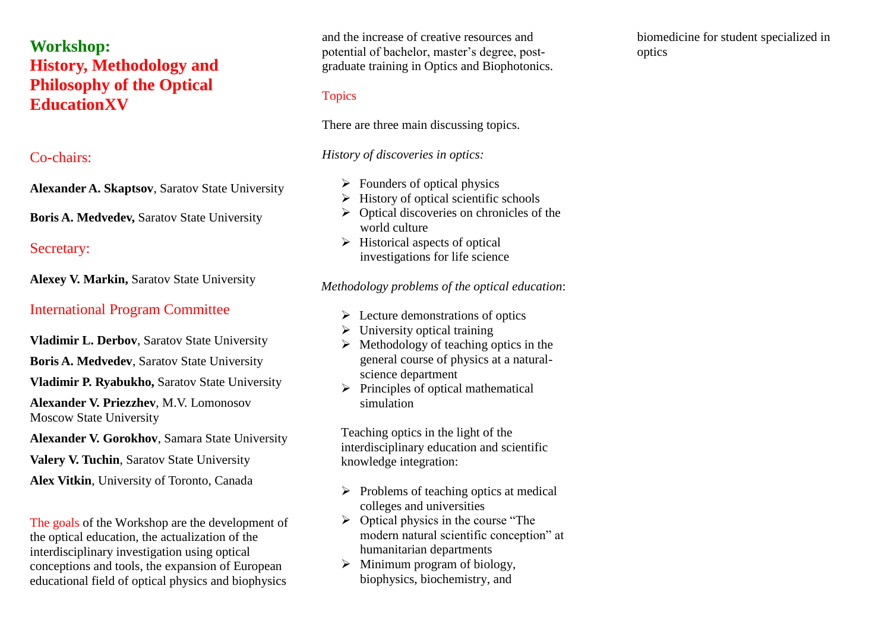# Workshop:
# History, Methodology and Philosophy of the Optical EducationXV

## Co-chairs:

**Alexander A. Skaptsov**, Saratov State University

**Boris A. Medvedev,** Saratov State University

## Secretary:

**Alexey V. Markin,** Saratov State University

## International Program Committee

**Vladimir L. Derbov**, Saratov State University

**Boris A. Medvedev**, Saratov State University

**Vladimir P. Ryabukho,** Saratov State University

**Alexander V. Priezzhev**, M.V. Lomonosov Moscow State University

**Alexander V. Gorokhov**, Samara State University

**Valery V. Tuchin**, Saratov State University

**Alex Vitkin**, University of Toronto, Canada

The goals of the Workshop are the development of the optical education, the actualization of the interdisciplinary investigation using optical conceptions and tools, the expansion of European educational field of optical physics and biophysics and the increase of creative resources and potential of bachelor, master's degree, post-graduate training in Optics and Biophotonics.

## Topics

There are three main discussing topics.

*History of discoveries in optics:*

- Founders of optical physics
- History of optical scientific schools
- Optical discoveries on chronicles of the world culture
- Historical aspects of optical investigations for life science

*Methodology problems of the optical education*:

- Lecture demonstrations of optics
- University optical training
- Methodology of teaching optics in the general course of physics at a natural-science department
- Principles of optical mathematical simulation

Teaching optics in the light of the interdisciplinary education and scientific knowledge integration:

- Problems of teaching optics at medical colleges and universities
- Optical physics in the course "The modern natural scientific conception" at humanitarian departments
- Minimum program of biology, biophysics, biochemistry, and biomedicine for student specialized in optics